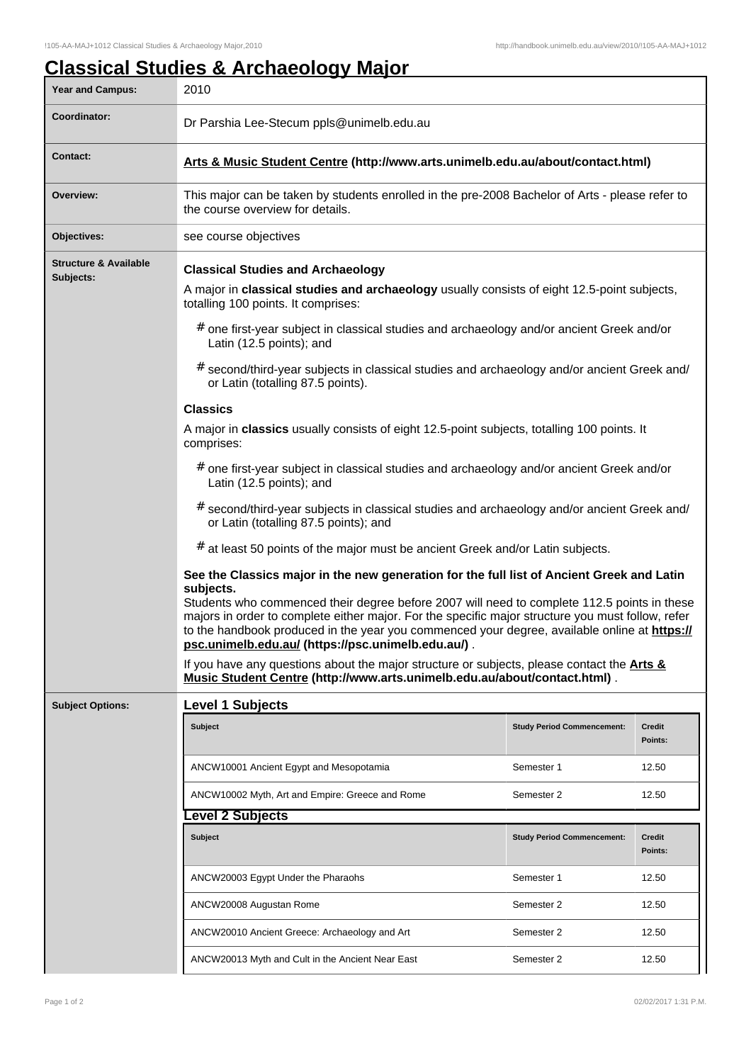# Classical Studies & Archaeology Major

| | |
|---|---|
| **Year and Campus:** | 2010 |
| **Coordinator:** | Dr Parshia Lee-Stecum ppls@unimelb.edu.au |
| **Contact:** | **Arts & Music Student Centre (http://www.arts.unimelb.edu.au/about/contact.html)** |
| **Overview:** | This major can be taken by students enrolled in the pre-2008 Bachelor of Arts - please refer to the course overview for details. |
| **Objectives:** | see course objectives |

**Structure & Available Subjects:**

**Classical Studies and Archaeology**

A major in **classical studies and archaeology** usually consists of eight 12.5-point subjects, totalling 100 points. It comprises:

- # one first-year subject in classical studies and archaeology and/or ancient Greek and/or Latin (12.5 points); and
- # second/third-year subjects in classical studies and archaeology and/or ancient Greek and/or Latin (totalling 87.5 points).

**Classics**

A major in **classics** usually consists of eight 12.5-point subjects, totalling 100 points. It comprises:

- # one first-year subject in classical studies and archaeology and/or ancient Greek and/or Latin (12.5 points); and
- # second/third-year subjects in classical studies and archaeology and/or ancient Greek and/or Latin (totalling 87.5 points); and
- # at least 50 points of the major must be ancient Greek and/or Latin subjects.

**See the Classics major in the new generation for the full list of Ancient Greek and Latin subjects.**
Students who commenced their degree before 2007 will need to complete 112.5 points in these majors in order to complete either major. For the specific major structure you must follow, refer to the handbook produced in the year you commenced your degree, available online at **https://psc.unimelb.edu.au/ (https://psc.unimelb.edu.au/)** .

If you have any questions about the major structure or subjects, please contact the **Arts & Music Student Centre (http://www.arts.unimelb.edu.au/about/contact.html)** .

**Subject Options:**

## Level 1 Subjects

| Subject | Study Period Commencement: | Credit Points: |
|---|---|---|
| ANCW10001 Ancient Egypt and Mesopotamia | Semester 1 | 12.50 |
| ANCW10002 Myth, Art and Empire: Greece and Rome | Semester 2 | 12.50 |

## Level 2 Subjects

| Subject | Study Period Commencement: | Credit Points: |
|---|---|---|
| ANCW20003 Egypt Under the Pharaohs | Semester 1 | 12.50 |
| ANCW20008 Augustan Rome | Semester 2 | 12.50 |
| ANCW20010 Ancient Greece: Archaeology and Art | Semester 2 | 12.50 |
| ANCW20013 Myth and Cult in the Ancient Near East | Semester 2 | 12.50 |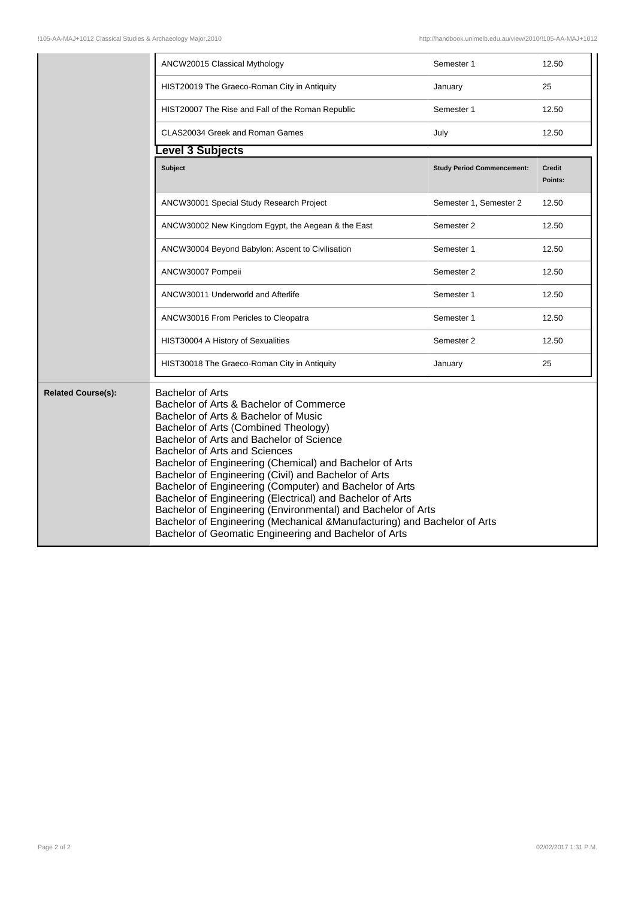| | | |
|---|---|---|
| ANCW20015 Classical Mythology | Semester 1 | 12.50 |
| HIST20019 The Graeco-Roman City in Antiquity | January | 25 |
| HIST20007 The Rise and Fall of the Roman Republic | Semester 1 | 12.50 |
| CLAS20034 Greek and Roman Games | July | 12.50 |

### Level 3 Subjects

| Subject | Study Period Commencement: | Credit Points: |
|---|---|---|
| ANCW30001 Special Study Research Project | Semester 1, Semester 2 | 12.50 |
| ANCW30002 New Kingdom Egypt, the Aegean & the East | Semester 2 | 12.50 |
| ANCW30004 Beyond Babylon: Ascent to Civilisation | Semester 1 | 12.50 |
| ANCW30007 Pompeii | Semester 2 | 12.50 |
| ANCW30011 Underworld and Afterlife | Semester 1 | 12.50 |
| ANCW30016 From Pericles to Cleopatra | Semester 1 | 12.50 |
| HIST30004 A History of Sexualities | Semester 2 | 12.50 |
| HIST30018 The Graeco-Roman City in Antiquity | January | 25 |

**Related Course(s):**

Bachelor of Arts
Bachelor of Arts & Bachelor of Commerce
Bachelor of Arts & Bachelor of Music
Bachelor of Arts (Combined Theology)
Bachelor of Arts and Bachelor of Science
Bachelor of Arts and Sciences
Bachelor of Engineering (Chemical) and Bachelor of Arts
Bachelor of Engineering (Civil) and Bachelor of Arts
Bachelor of Engineering (Computer) and Bachelor of Arts
Bachelor of Engineering (Electrical) and Bachelor of Arts
Bachelor of Engineering (Environmental) and Bachelor of Arts
Bachelor of Engineering (Mechanical &Manufacturing) and Bachelor of Arts
Bachelor of Geomatic Engineering and Bachelor of Arts